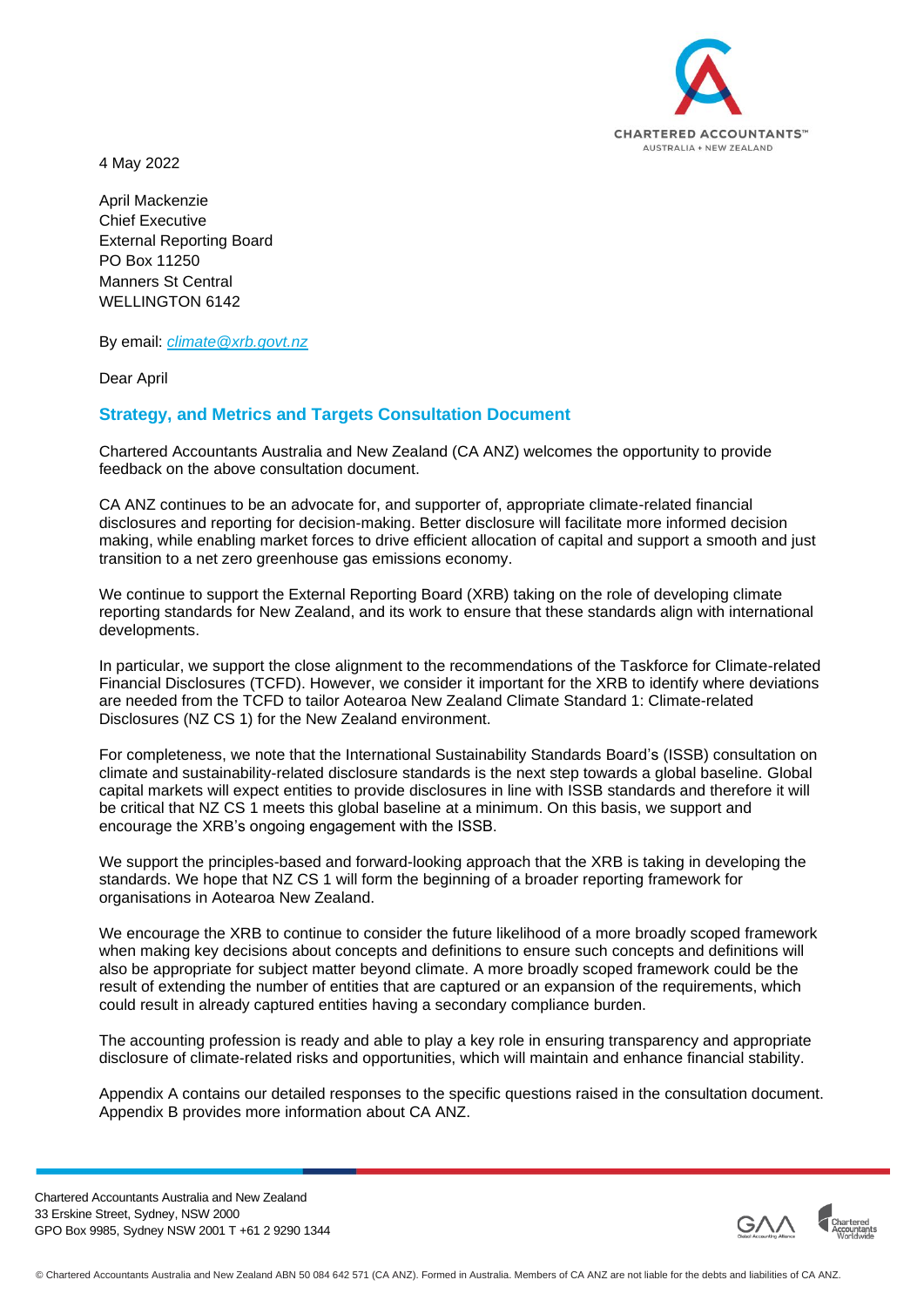4 May 2022

April Mackenzie
Chief Executive
External Reporting Board
PO Box 11250
Manners St Central
WELLINGTON 6142

By email: *climate@xrb.govt.nz*

Dear April

## Strategy, and Metrics and Targets Consultation Document

Chartered Accountants Australia and New Zealand (CA ANZ) welcomes the opportunity to provide feedback on the above consultation document.

CA ANZ continues to be an advocate for, and supporter of, appropriate climate-related financial disclosures and reporting for decision-making. Better disclosure will facilitate more informed decision making, while enabling market forces to drive efficient allocation of capital and support a smooth and just transition to a net zero greenhouse gas emissions economy.

We continue to support the External Reporting Board (XRB) taking on the role of developing climate reporting standards for New Zealand, and its work to ensure that these standards align with international developments.

In particular, we support the close alignment to the recommendations of the Taskforce for Climate-related Financial Disclosures (TCFD). However, we consider it important for the XRB to identify where deviations are needed from the TCFD to tailor Aotearoa New Zealand Climate Standard 1: Climate-related Disclosures (NZ CS 1) for the New Zealand environment.

For completeness, we note that the International Sustainability Standards Board's (ISSB) consultation on climate and sustainability-related disclosure standards is the next step towards a global baseline. Global capital markets will expect entities to provide disclosures in line with ISSB standards and therefore it will be critical that NZ CS 1 meets this global baseline at a minimum. On this basis, we support and encourage the XRB's ongoing engagement with the ISSB.

We support the principles-based and forward-looking approach that the XRB is taking in developing the standards. We hope that NZ CS 1 will form the beginning of a broader reporting framework for organisations in Aotearoa New Zealand.

We encourage the XRB to continue to consider the future likelihood of a more broadly scoped framework when making key decisions about concepts and definitions to ensure such concepts and definitions will also be appropriate for subject matter beyond climate. A more broadly scoped framework could be the result of extending the number of entities that are captured or an expansion of the requirements, which could result in already captured entities having a secondary compliance burden.

The accounting profession is ready and able to play a key role in ensuring transparency and appropriate disclosure of climate-related risks and opportunities, which will maintain and enhance financial stability.

Appendix A contains our detailed responses to the specific questions raised in the consultation document. Appendix B provides more information about CA ANZ.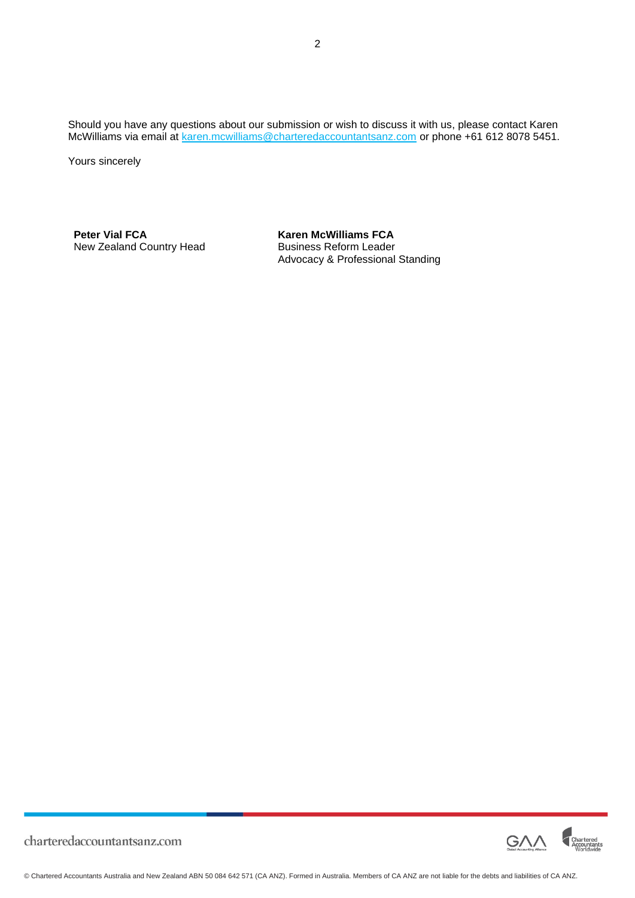Should you have any questions about our submission or wish to discuss it with us, please contact Karen McWilliams via email at karen.mcwilliams@charteredaccountantsanz.com or phone +61 612 8078 5451.

Yours sincerely

**Peter Vial FCA**
New Zealand Country Head

**Karen McWilliams FCA**
Business Reform Leader
Advocacy & Professional Standing

charteredaccountantsanz.com

© Chartered Accountants Australia and New Zealand ABN 50 084 642 571 (CA ANZ). Formed in Australia. Members of CA ANZ are not liable for the debts and liabilities of CA ANZ.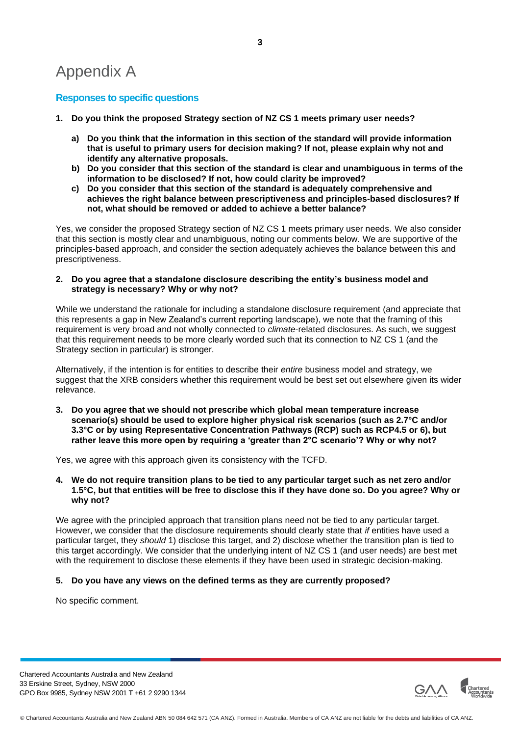# Appendix A

## Responses to specific questions

**1. Do you think the proposed Strategy section of NZ CS 1 meets primary user needs?**

   **a) Do you think that the information in this section of the standard will provide information that is useful to primary users for decision making? If not, please explain why not and identify any alternative proposals.**

   **b) Do you consider that this section of the standard is clear and unambiguous in terms of the information to be disclosed? If not, how could clarity be improved?**

   **c) Do you consider that this section of the standard is adequately comprehensive and achieves the right balance between prescriptiveness and principles-based disclosures? If not, what should be removed or added to achieve a better balance?**

Yes, we consider the proposed Strategy section of NZ CS 1 meets primary user needs. We also consider that this section is mostly clear and unambiguous, noting our comments below. We are supportive of the principles-based approach, and consider the section adequately achieves the balance between this and prescriptiveness.

**2. Do you agree that a standalone disclosure describing the entity's business model and strategy is necessary? Why or why not?**

While we understand the rationale for including a standalone disclosure requirement (and appreciate that this represents a gap in New Zealand's current reporting landscape), we note that the framing of this requirement is very broad and not wholly connected to *climate*-related disclosures. As such, we suggest that this requirement needs to be more clearly worded such that its connection to NZ CS 1 (and the Strategy section in particular) is stronger.

Alternatively, if the intention is for entities to describe their *entire* business model and strategy, we suggest that the XRB considers whether this requirement would be best set out elsewhere given its wider relevance.

**3. Do you agree that we should not prescribe which global mean temperature increase scenario(s) should be used to explore higher physical risk scenarios (such as 2.7°C and/or 3.3°C or by using Representative Concentration Pathways (RCP) such as RCP4.5 or 6), but rather leave this more open by requiring a 'greater than 2°C scenario'? Why or why not?**

Yes, we agree with this approach given its consistency with the TCFD.

**4. We do not require transition plans to be tied to any particular target such as net zero and/or 1.5°C, but that entities will be free to disclose this if they have done so. Do you agree? Why or why not?**

We agree with the principled approach that transition plans need not be tied to any particular target. However, we consider that the disclosure requirements should clearly state that *if* entities have used a particular target, they *should* 1) disclose this target, and 2) disclose whether the transition plan is tied to this target accordingly. We consider that the underlying intent of NZ CS 1 (and user needs) are best met with the requirement to disclose these elements if they have been used in strategic decision-making.

**5. Do you have any views on the defined terms as they are currently proposed?**

No specific comment.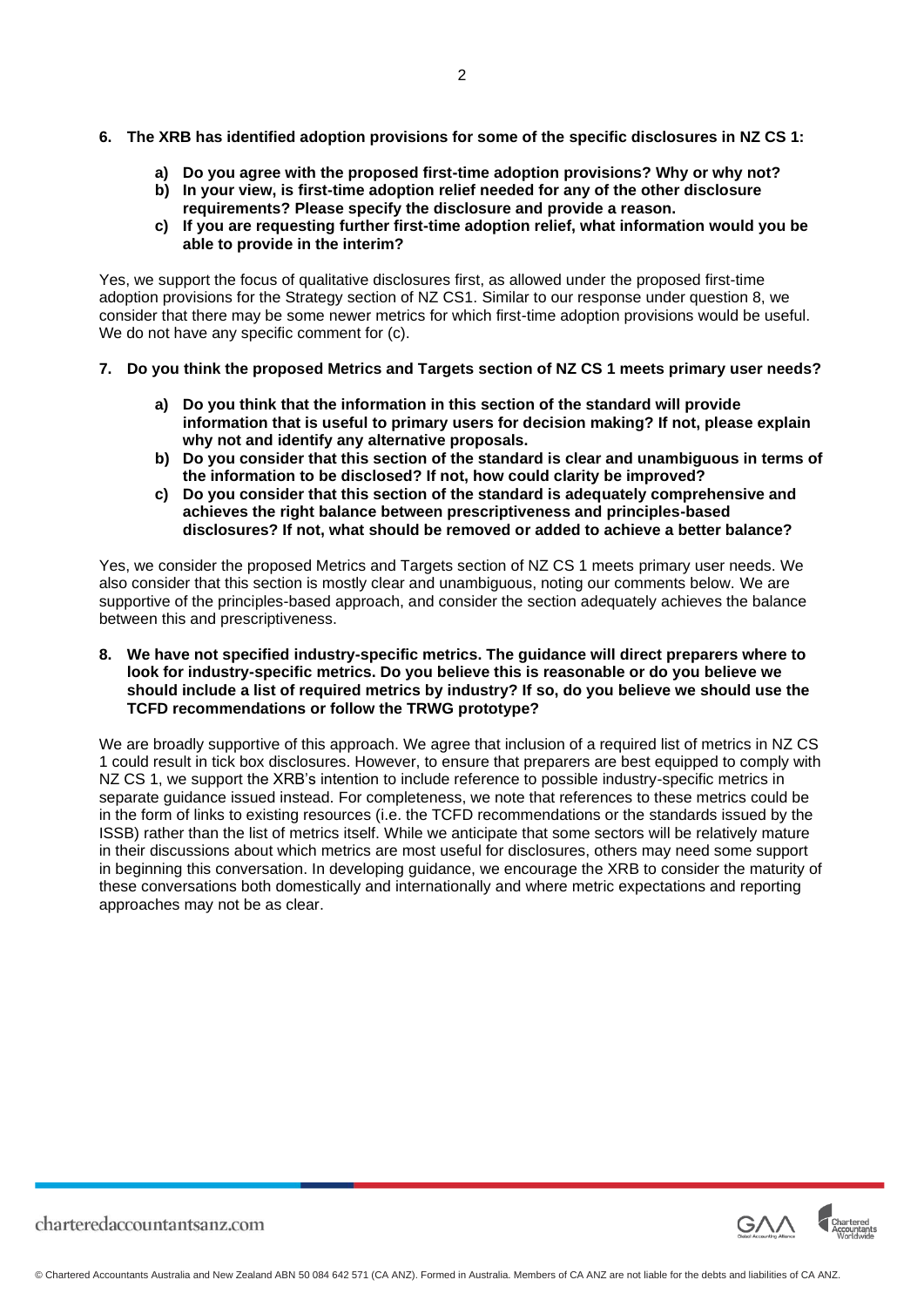**6. The XRB has identified adoption provisions for some of the specific disclosures in NZ CS 1:**

   **a) Do you agree with the proposed first-time adoption provisions? Why or why not?**

   **b) In your view, is first-time adoption relief needed for any of the other disclosure requirements? Please specify the disclosure and provide a reason.**

   **c) If you are requesting further first-time adoption relief, what information would you be able to provide in the interim?**

Yes, we support the focus of qualitative disclosures first, as allowed under the proposed first-time adoption provisions for the Strategy section of NZ CS1. Similar to our response under question 8, we consider that there may be some newer metrics for which first-time adoption provisions would be useful. We do not have any specific comment for (c).

**7. Do you think the proposed Metrics and Targets section of NZ CS 1 meets primary user needs?**

   **a) Do you think that the information in this section of the standard will provide information that is useful to primary users for decision making? If not, please explain why not and identify any alternative proposals.**

   **b) Do you consider that this section of the standard is clear and unambiguous in terms of the information to be disclosed? If not, how could clarity be improved?**

   **c) Do you consider that this section of the standard is adequately comprehensive and achieves the right balance between prescriptiveness and principles-based disclosures? If not, what should be removed or added to achieve a better balance?**

Yes, we consider the proposed Metrics and Targets section of NZ CS 1 meets primary user needs. We also consider that this section is mostly clear and unambiguous, noting our comments below. We are supportive of the principles-based approach, and consider the section adequately achieves the balance between this and prescriptiveness.

**8. We have not specified industry-specific metrics. The guidance will direct preparers where to look for industry-specific metrics. Do you believe this is reasonable or do you believe we should include a list of required metrics by industry? If so, do you believe we should use the TCFD recommendations or follow the TRWG prototype?**

We are broadly supportive of this approach. We agree that inclusion of a required list of metrics in NZ CS 1 could result in tick box disclosures. However, to ensure that preparers are best equipped to comply with NZ CS 1, we support the XRB's intention to include reference to possible industry-specific metrics in separate guidance issued instead. For completeness, we note that references to these metrics could be in the form of links to existing resources (i.e. the TCFD recommendations or the standards issued by the ISSB) rather than the list of metrics itself. While we anticipate that some sectors will be relatively mature in their discussions about which metrics are most useful for disclosures, others may need some support in beginning this conversation. In developing guidance, we encourage the XRB to consider the maturity of these conversations both domestically and internationally and where metric expectations and reporting approaches may not be as clear.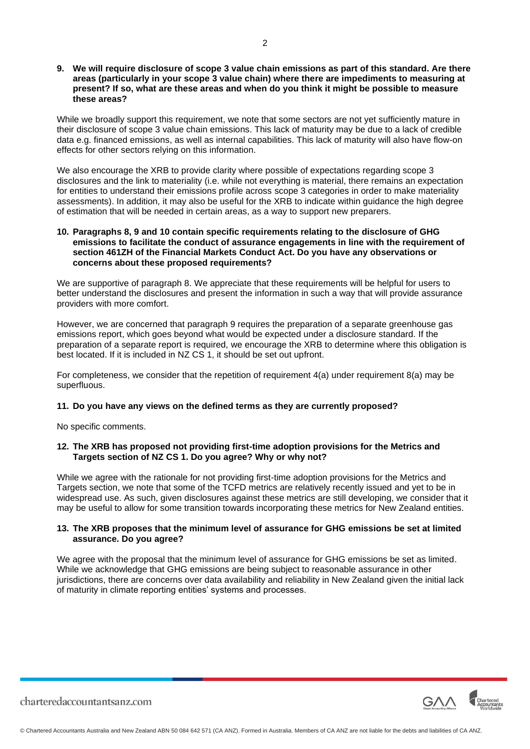**9. We will require disclosure of scope 3 value chain emissions as part of this standard. Are there areas (particularly in your scope 3 value chain) where there are impediments to measuring at present? If so, what are these areas and when do you think it might be possible to measure these areas?**

While we broadly support this requirement, we note that some sectors are not yet sufficiently mature in their disclosure of scope 3 value chain emissions. This lack of maturity may be due to a lack of credible data e.g. financed emissions, as well as internal capabilities. This lack of maturity will also have flow-on effects for other sectors relying on this information.

We also encourage the XRB to provide clarity where possible of expectations regarding scope 3 disclosures and the link to materiality (i.e. while not everything is material, there remains an expectation for entities to understand their emissions profile across scope 3 categories in order to make materiality assessments). In addition, it may also be useful for the XRB to indicate within guidance the high degree of estimation that will be needed in certain areas, as a way to support new preparers.

**10. Paragraphs 8, 9 and 10 contain specific requirements relating to the disclosure of GHG emissions to facilitate the conduct of assurance engagements in line with the requirement of section 461ZH of the Financial Markets Conduct Act. Do you have any observations or concerns about these proposed requirements?**

We are supportive of paragraph 8. We appreciate that these requirements will be helpful for users to better understand the disclosures and present the information in such a way that will provide assurance providers with more comfort.

However, we are concerned that paragraph 9 requires the preparation of a separate greenhouse gas emissions report, which goes beyond what would be expected under a disclosure standard. If the preparation of a separate report is required, we encourage the XRB to determine where this obligation is best located. If it is included in NZ CS 1, it should be set out upfront.

For completeness, we consider that the repetition of requirement 4(a) under requirement 8(a) may be superfluous.

**11. Do you have any views on the defined terms as they are currently proposed?**

No specific comments.

**12. The XRB has proposed not providing first-time adoption provisions for the Metrics and Targets section of NZ CS 1. Do you agree? Why or why not?**

While we agree with the rationale for not providing first-time adoption provisions for the Metrics and Targets section, we note that some of the TCFD metrics are relatively recently issued and yet to be in widespread use. As such, given disclosures against these metrics are still developing, we consider that it may be useful to allow for some transition towards incorporating these metrics for New Zealand entities.

**13. The XRB proposes that the minimum level of assurance for GHG emissions be set at limited assurance. Do you agree?**

We agree with the proposal that the minimum level of assurance for GHG emissions be set as limited. While we acknowledge that GHG emissions are being subject to reasonable assurance in other jurisdictions, there are concerns over data availability and reliability in New Zealand given the initial lack of maturity in climate reporting entities' systems and processes.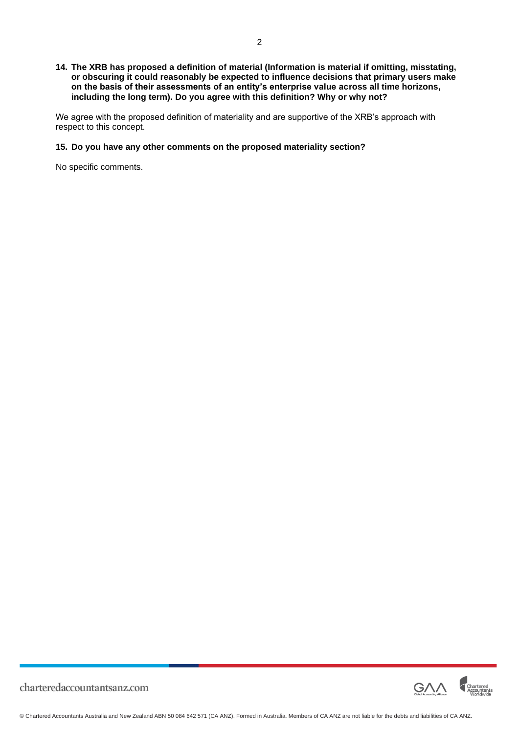**14. The XRB has proposed a definition of material (Information is material if omitting, misstating, or obscuring it could reasonably be expected to influence decisions that primary users make on the basis of their assessments of an entity's enterprise value across all time horizons, including the long term). Do you agree with this definition? Why or why not?**

We agree with the proposed definition of materiality and are supportive of the XRB's approach with respect to this concept.

**15. Do you have any other comments on the proposed materiality section?**

No specific comments.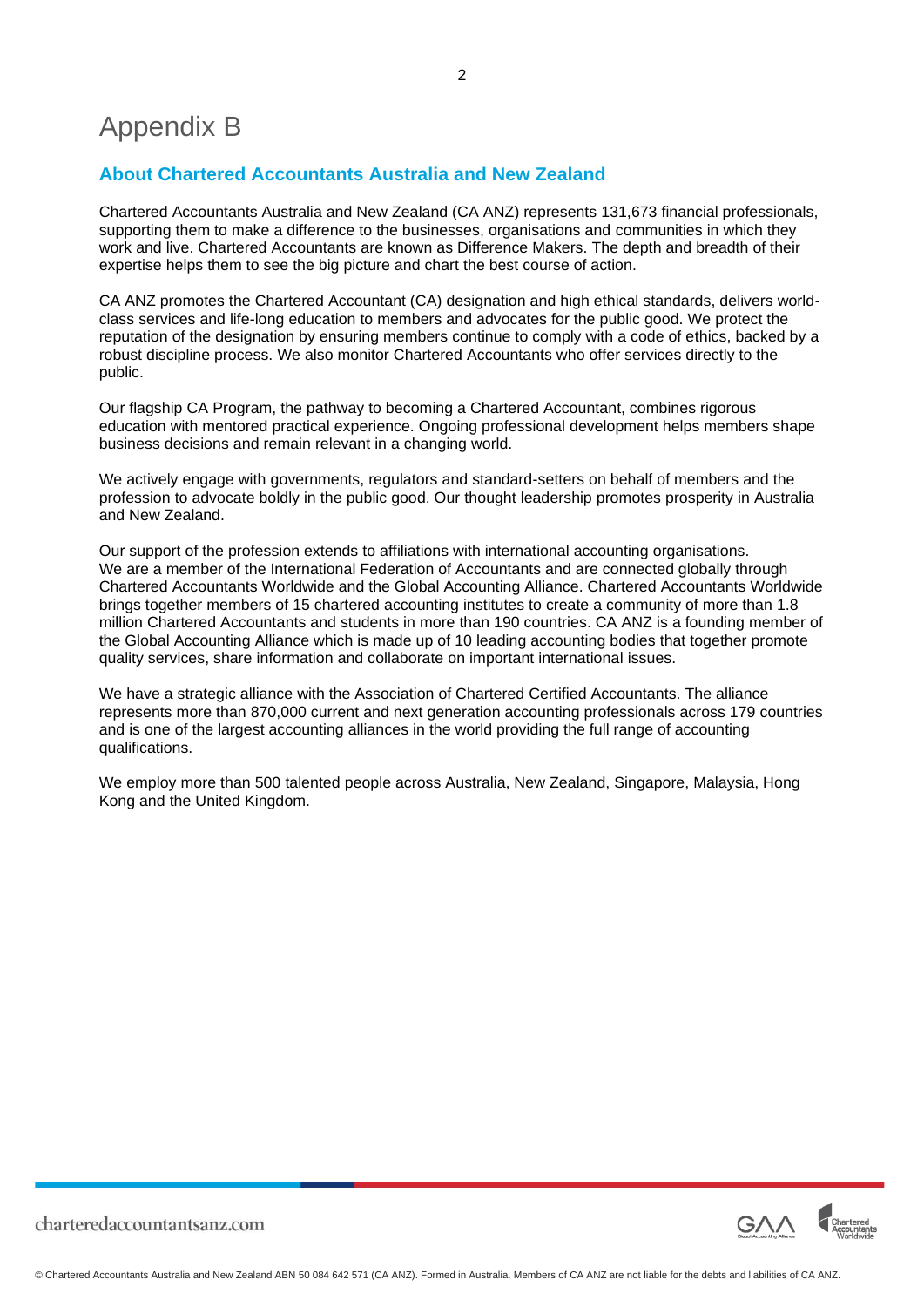# Appendix B

## About Chartered Accountants Australia and New Zealand

Chartered Accountants Australia and New Zealand (CA ANZ) represents 131,673 financial professionals, supporting them to make a difference to the businesses, organisations and communities in which they work and live. Chartered Accountants are known as Difference Makers. The depth and breadth of their expertise helps them to see the big picture and chart the best course of action.

CA ANZ promotes the Chartered Accountant (CA) designation and high ethical standards, delivers world-class services and life-long education to members and advocates for the public good. We protect the reputation of the designation by ensuring members continue to comply with a code of ethics, backed by a robust discipline process. We also monitor Chartered Accountants who offer services directly to the public.

Our flagship CA Program, the pathway to becoming a Chartered Accountant, combines rigorous education with mentored practical experience. Ongoing professional development helps members shape business decisions and remain relevant in a changing world.

We actively engage with governments, regulators and standard-setters on behalf of members and the profession to advocate boldly in the public good. Our thought leadership promotes prosperity in Australia and New Zealand.

Our support of the profession extends to affiliations with international accounting organisations. We are a member of the International Federation of Accountants and are connected globally through Chartered Accountants Worldwide and the Global Accounting Alliance. Chartered Accountants Worldwide brings together members of 15 chartered accounting institutes to create a community of more than 1.8 million Chartered Accountants and students in more than 190 countries. CA ANZ is a founding member of the Global Accounting Alliance which is made up of 10 leading accounting bodies that together promote quality services, share information and collaborate on important international issues.

We have a strategic alliance with the Association of Chartered Certified Accountants. The alliance represents more than 870,000 current and next generation accounting professionals across 179 countries and is one of the largest accounting alliances in the world providing the full range of accounting qualifications.

We employ more than 500 talented people across Australia, New Zealand, Singapore, Malaysia, Hong Kong and the United Kingdom.

charteredaccountantsanz.com

© Chartered Accountants Australia and New Zealand ABN 50 084 642 571 (CA ANZ). Formed in Australia. Members of CA ANZ are not liable for the debts and liabilities of CA ANZ.